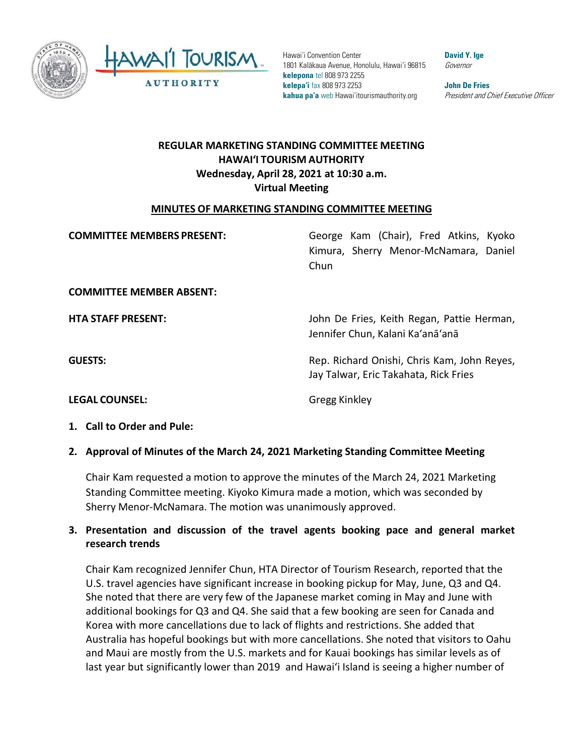Hawaiʻi Convention Center
1801 Kalākaua Avenue, Honolulu, Hawaiʻi 96815
**kelepona** tel 808 973 2255
**kelepaʻi** fax 808 973 2253
**kahua paʻa** web Hawaiʻitourismauthority.org

**David Y. Ige**
*Governor*

**John De Fries**
*President and Chief Executive Officer*

**REGULAR MARKETING STANDING COMMITTEE MEETING**
**HAWAIʻI TOURISM AUTHORITY**
**Wednesday, April 28, 2021 at 10:30 a.m.**
**Virtual Meeting**

**MINUTES OF MARKETING STANDING COMMITTEE MEETING**

**COMMITTEE MEMBERS PRESENT:** George Kam (Chair), Fred Atkins, Kyoko Kimura, Sherry Menor-McNamara, Daniel Chun

**COMMITTEE MEMBER ABSENT:**

**HTA STAFF PRESENT:** John De Fries, Keith Regan, Pattie Herman, Jennifer Chun, Kalani Kaʻanāʻanā

**GUESTS:** Rep. Richard Onishi, Chris Kam, John Reyes, Jay Talwar, Eric Takahata, Rick Fries

**LEGAL COUNSEL:** Gregg Kinkley

1. **Call to Order and Pule:**

2. **Approval of Minutes of the March 24, 2021 Marketing Standing Committee Meeting**

   Chair Kam requested a motion to approve the minutes of the March 24, 2021 Marketing Standing Committee meeting. Kiyoko Kimura made a motion, which was seconded by Sherry Menor-McNamara. The motion was unanimously approved.

3. **Presentation and discussion of the travel agents booking pace and general market research trends**

   Chair Kam recognized Jennifer Chun, HTA Director of Tourism Research, reported that the U.S. travel agencies have significant increase in booking pickup for May, June, Q3 and Q4. She noted that there are very few of the Japanese market coming in May and June with additional bookings for Q3 and Q4. She said that a few booking are seen for Canada and Korea with more cancellations due to lack of flights and restrictions. She added that Australia has hopeful bookings but with more cancellations. She noted that visitors to Oahu and Maui are mostly from the U.S. markets and for Kauai bookings has similar levels as of last year but significantly lower than 2019 and Hawaiʻi Island is seeing a higher number of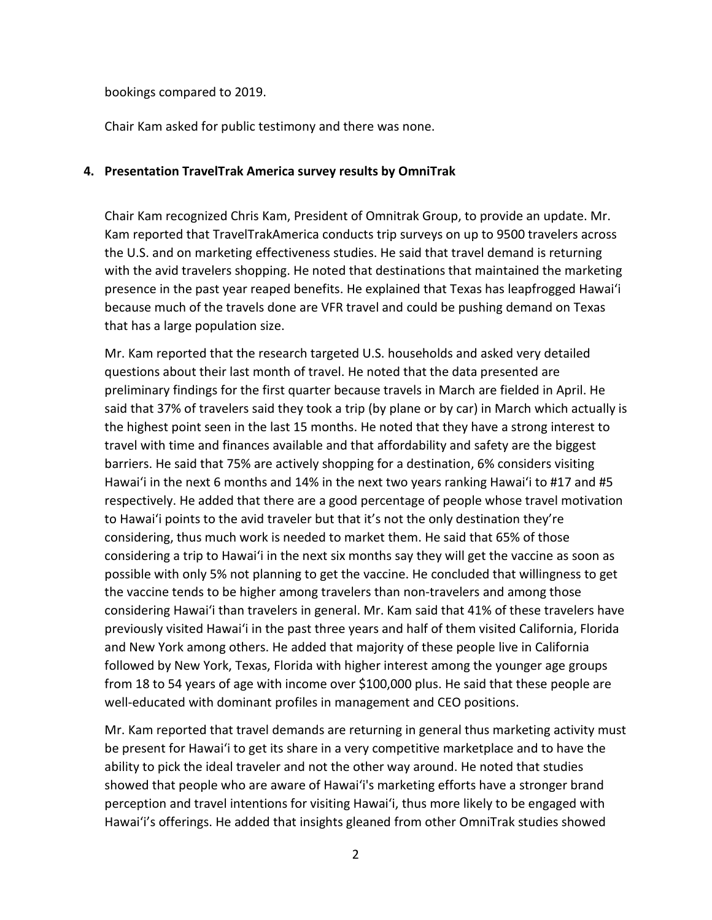bookings compared to 2019.

Chair Kam asked for public testimony and there was none.

**4. Presentation TravelTrak America survey results by OmniTrak**

Chair Kam recognized Chris Kam, President of Omnitrak Group, to provide an update. Mr. Kam reported that TravelTrakAmerica conducts trip surveys on up to 9500 travelers across the U.S. and on marketing effectiveness studies. He said that travel demand is returning with the avid travelers shopping. He noted that destinations that maintained the marketing presence in the past year reaped benefits. He explained that Texas has leapfrogged Hawaiʻi because much of the travels done are VFR travel and could be pushing demand on Texas that has a large population size.

Mr. Kam reported that the research targeted U.S. households and asked very detailed questions about their last month of travel. He noted that the data presented are preliminary findings for the first quarter because travels in March are fielded in April. He said that 37% of travelers said they took a trip (by plane or by car) in March which actually is the highest point seen in the last 15 months. He noted that they have a strong interest to travel with time and finances available and that affordability and safety are the biggest barriers. He said that 75% are actively shopping for a destination, 6% considers visiting Hawaiʻi in the next 6 months and 14% in the next two years ranking Hawaiʻi to #17 and #5 respectively. He added that there are a good percentage of people whose travel motivation to Hawaiʻi points to the avid traveler but that it's not the only destination they're considering, thus much work is needed to market them. He said that 65% of those considering a trip to Hawaiʻi in the next six months say they will get the vaccine as soon as possible with only 5% not planning to get the vaccine. He concluded that willingness to get the vaccine tends to be higher among travelers than non-travelers and among those considering Hawaiʻi than travelers in general. Mr. Kam said that 41% of these travelers have previously visited Hawaiʻi in the past three years and half of them visited California, Florida and New York among others. He added that majority of these people live in California followed by New York, Texas, Florida with higher interest among the younger age groups from 18 to 54 years of age with income over $100,000 plus. He said that these people are well-educated with dominant profiles in management and CEO positions.

Mr. Kam reported that travel demands are returning in general thus marketing activity must be present for Hawaiʻi to get its share in a very competitive marketplace and to have the ability to pick the ideal traveler and not the other way around. He noted that studies showed that people who are aware of Hawaiʻi's marketing efforts have a stronger brand perception and travel intentions for visiting Hawaiʻi, thus more likely to be engaged with Hawaiʻi's offerings. He added that insights gleaned from other OmniTrak studies showed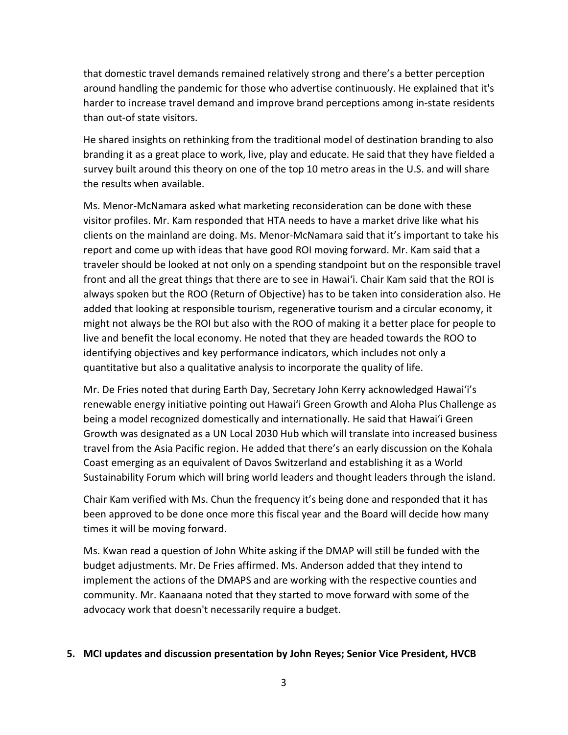that domestic travel demands remained relatively strong and there's a better perception around handling the pandemic for those who advertise continuously. He explained that it's harder to increase travel demand and improve brand perceptions among in-state residents than out-of state visitors.

He shared insights on rethinking from the traditional model of destination branding to also branding it as a great place to work, live, play and educate. He said that they have fielded a survey built around this theory on one of the top 10 metro areas in the U.S. and will share the results when available.

Ms. Menor-McNamara asked what marketing reconsideration can be done with these visitor profiles. Mr. Kam responded that HTA needs to have a market drive like what his clients on the mainland are doing. Ms. Menor-McNamara said that it's important to take his report and come up with ideas that have good ROI moving forward. Mr. Kam said that a traveler should be looked at not only on a spending standpoint but on the responsible travel front and all the great things that there are to see in Hawaiʻi. Chair Kam said that the ROI is always spoken but the ROO (Return of Objective) has to be taken into consideration also. He added that looking at responsible tourism, regenerative tourism and a circular economy, it might not always be the ROI but also with the ROO of making it a better place for people to live and benefit the local economy. He noted that they are headed towards the ROO to identifying objectives and key performance indicators, which includes not only a quantitative but also a qualitative analysis to incorporate the quality of life.

Mr. De Fries noted that during Earth Day, Secretary John Kerry acknowledged Hawaiʻi's renewable energy initiative pointing out Hawaiʻi Green Growth and Aloha Plus Challenge as being a model recognized domestically and internationally. He said that Hawaiʻi Green Growth was designated as a UN Local 2030 Hub which will translate into increased business travel from the Asia Pacific region. He added that there's an early discussion on the Kohala Coast emerging as an equivalent of Davos Switzerland and establishing it as a World Sustainability Forum which will bring world leaders and thought leaders through the island.

Chair Kam verified with Ms. Chun the frequency it's being done and responded that it has been approved to be done once more this fiscal year and the Board will decide how many times it will be moving forward.

Ms. Kwan read a question of John White asking if the DMAP will still be funded with the budget adjustments. Mr. De Fries affirmed. Ms. Anderson added that they intend to implement the actions of the DMAPS and are working with the respective counties and community. Mr. Kaanaana noted that they started to move forward with some of the advocacy work that doesn't necessarily require a budget.

**5. MCI updates and discussion presentation by John Reyes; Senior Vice President, HVCB**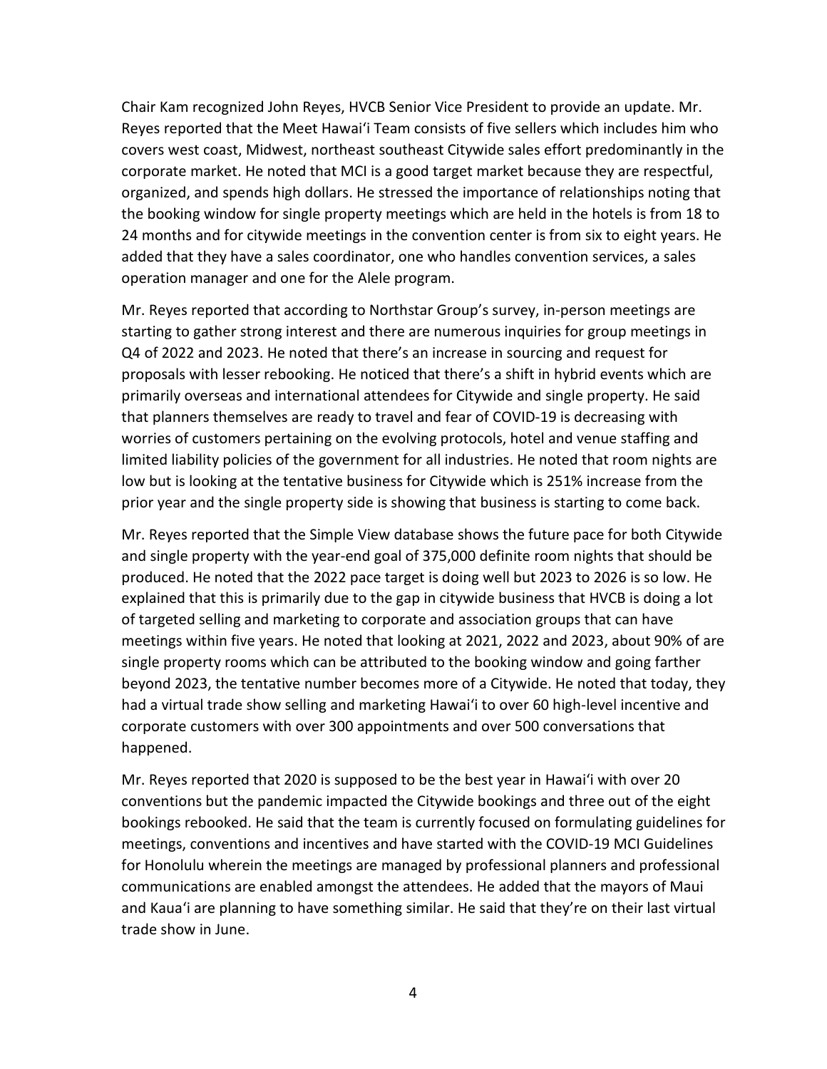Chair Kam recognized John Reyes, HVCB Senior Vice President to provide an update. Mr. Reyes reported that the Meet Hawaiʻi Team consists of five sellers which includes him who covers west coast, Midwest, northeast southeast Citywide sales effort predominantly in the corporate market. He noted that MCI is a good target market because they are respectful, organized, and spends high dollars. He stressed the importance of relationships noting that the booking window for single property meetings which are held in the hotels is from 18 to 24 months and for citywide meetings in the convention center is from six to eight years. He added that they have a sales coordinator, one who handles convention services, a sales operation manager and one for the Alele program.

Mr. Reyes reported that according to Northstar Group's survey, in-person meetings are starting to gather strong interest and there are numerous inquiries for group meetings in Q4 of 2022 and 2023. He noted that there's an increase in sourcing and request for proposals with lesser rebooking. He noticed that there's a shift in hybrid events which are primarily overseas and international attendees for Citywide and single property. He said that planners themselves are ready to travel and fear of COVID-19 is decreasing with worries of customers pertaining on the evolving protocols, hotel and venue staffing and limited liability policies of the government for all industries. He noted that room nights are low but is looking at the tentative business for Citywide which is 251% increase from the prior year and the single property side is showing that business is starting to come back.

Mr. Reyes reported that the Simple View database shows the future pace for both Citywide and single property with the year-end goal of 375,000 definite room nights that should be produced. He noted that the 2022 pace target is doing well but 2023 to 2026 is so low. He explained that this is primarily due to the gap in citywide business that HVCB is doing a lot of targeted selling and marketing to corporate and association groups that can have meetings within five years. He noted that looking at 2021, 2022 and 2023, about 90% of are single property rooms which can be attributed to the booking window and going farther beyond 2023, the tentative number becomes more of a Citywide. He noted that today, they had a virtual trade show selling and marketing Hawaiʻi to over 60 high-level incentive and corporate customers with over 300 appointments and over 500 conversations that happened.

Mr. Reyes reported that 2020 is supposed to be the best year in Hawaiʻi with over 20 conventions but the pandemic impacted the Citywide bookings and three out of the eight bookings rebooked. He said that the team is currently focused on formulating guidelines for meetings, conventions and incentives and have started with the COVID-19 MCI Guidelines for Honolulu wherein the meetings are managed by professional planners and professional communications are enabled amongst the attendees. He added that the mayors of Maui and Kauaʻi are planning to have something similar. He said that they're on their last virtual trade show in June.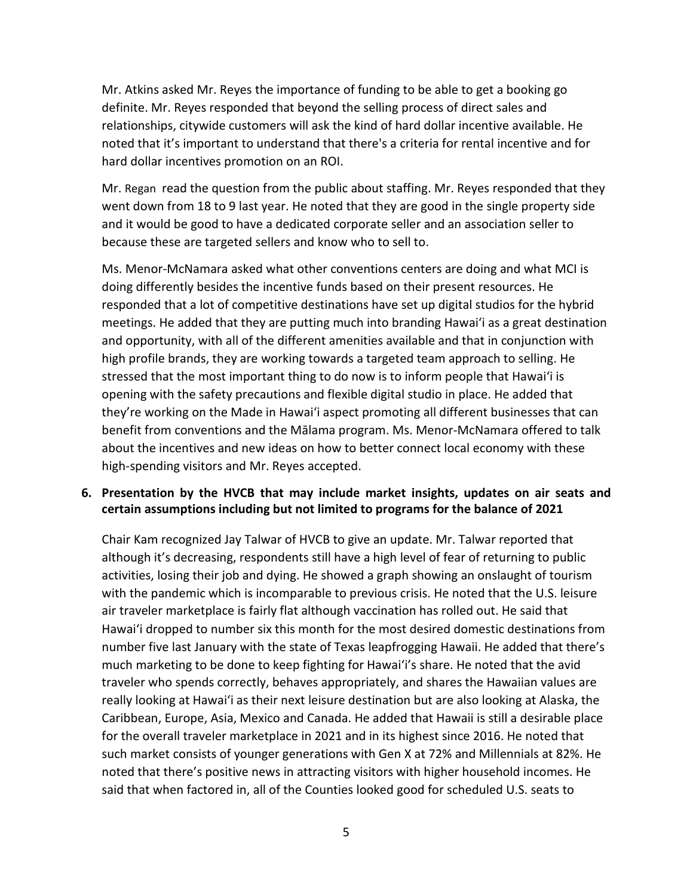Mr. Atkins asked Mr. Reyes the importance of funding to be able to get a booking go definite. Mr. Reyes responded that beyond the selling process of direct sales and relationships, citywide customers will ask the kind of hard dollar incentive available. He noted that it's important to understand that there's a criteria for rental incentive and for hard dollar incentives promotion on an ROI.

Mr. Regan read the question from the public about staffing. Mr. Reyes responded that they went down from 18 to 9 last year. He noted that they are good in the single property side and it would be good to have a dedicated corporate seller and an association seller to because these are targeted sellers and know who to sell to.

Ms. Menor-McNamara asked what other conventions centers are doing and what MCI is doing differently besides the incentive funds based on their present resources. He responded that a lot of competitive destinations have set up digital studios for the hybrid meetings. He added that they are putting much into branding Hawaiʻi as a great destination and opportunity, with all of the different amenities available and that in conjunction with high profile brands, they are working towards a targeted team approach to selling. He stressed that the most important thing to do now is to inform people that Hawaiʻi is opening with the safety precautions and flexible digital studio in place. He added that they're working on the Made in Hawaiʻi aspect promoting all different businesses that can benefit from conventions and the Mālama program. Ms. Menor-McNamara offered to talk about the incentives and new ideas on how to better connect local economy with these high-spending visitors and Mr. Reyes accepted.

**6. Presentation by the HVCB that may include market insights, updates on air seats and certain assumptions including but not limited to programs for the balance of 2021**

Chair Kam recognized Jay Talwar of HVCB to give an update. Mr. Talwar reported that although it's decreasing, respondents still have a high level of fear of returning to public activities, losing their job and dying. He showed a graph showing an onslaught of tourism with the pandemic which is incomparable to previous crisis. He noted that the U.S. leisure air traveler marketplace is fairly flat although vaccination has rolled out. He said that Hawaiʻi dropped to number six this month for the most desired domestic destinations from number five last January with the state of Texas leapfrogging Hawaii. He added that there's much marketing to be done to keep fighting for Hawaiʻi's share. He noted that the avid traveler who spends correctly, behaves appropriately, and shares the Hawaiian values are really looking at Hawaiʻi as their next leisure destination but are also looking at Alaska, the Caribbean, Europe, Asia, Mexico and Canada. He added that Hawaii is still a desirable place for the overall traveler marketplace in 2021 and in its highest since 2016. He noted that such market consists of younger generations with Gen X at 72% and Millennials at 82%. He noted that there's positive news in attracting visitors with higher household incomes. He said that when factored in, all of the Counties looked good for scheduled U.S. seats to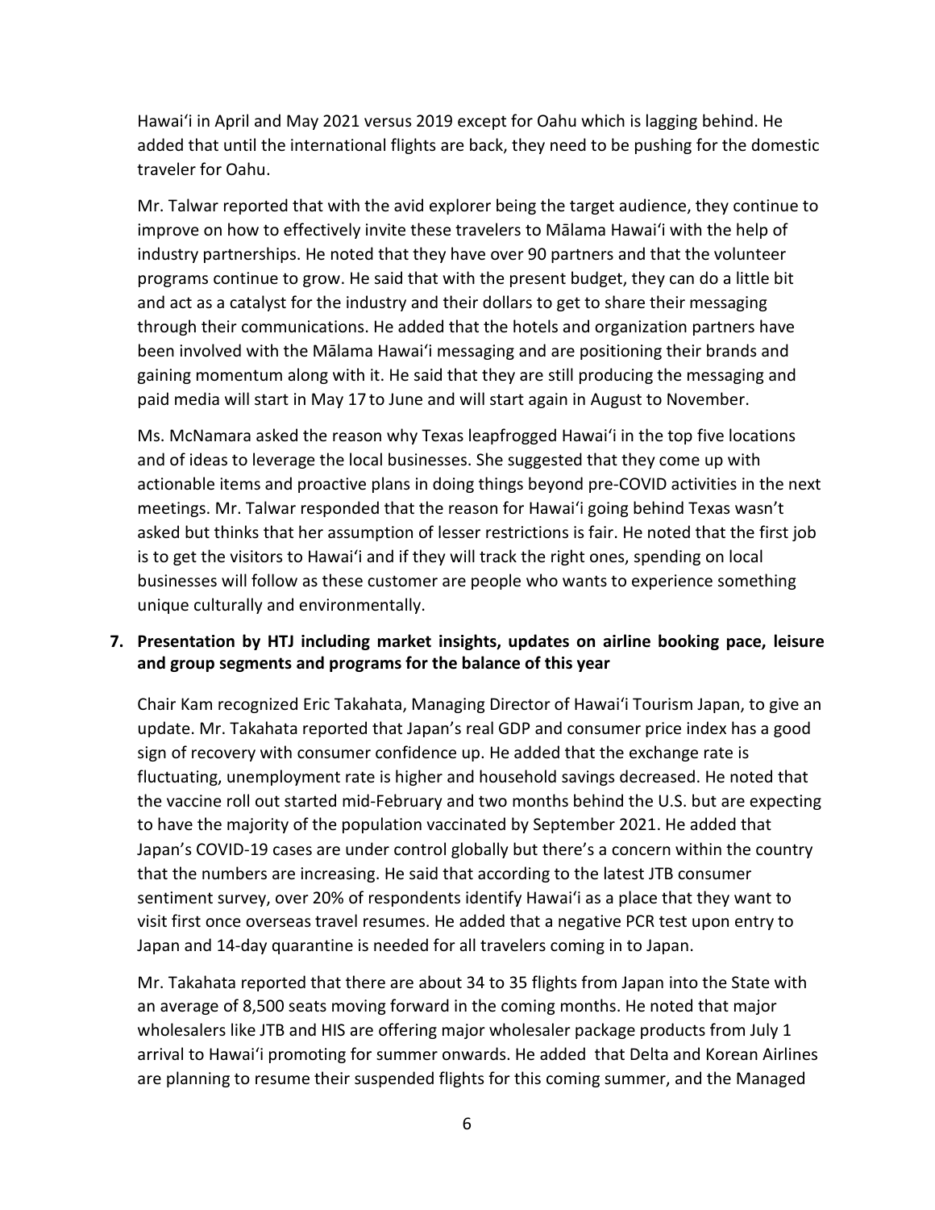Hawaiʻi in April and May 2021 versus 2019 except for Oahu which is lagging behind. He added that until the international flights are back, they need to be pushing for the domestic traveler for Oahu.

Mr. Talwar reported that with the avid explorer being the target audience, they continue to improve on how to effectively invite these travelers to Mālama Hawaiʻi with the help of industry partnerships. He noted that they have over 90 partners and that the volunteer programs continue to grow. He said that with the present budget, they can do a little bit and act as a catalyst for the industry and their dollars to get to share their messaging through their communications. He added that the hotels and organization partners have been involved with the Mālama Hawaiʻi messaging and are positioning their brands and gaining momentum along with it. He said that they are still producing the messaging and paid media will start in May 17 to June and will start again in August to November.

Ms. McNamara asked the reason why Texas leapfrogged Hawaiʻi in the top five locations and of ideas to leverage the local businesses. She suggested that they come up with actionable items and proactive plans in doing things beyond pre-COVID activities in the next meetings. Mr. Talwar responded that the reason for Hawaiʻi going behind Texas wasn't asked but thinks that her assumption of lesser restrictions is fair. He noted that the first job is to get the visitors to Hawaiʻi and if they will track the right ones, spending on local businesses will follow as these customer are people who wants to experience something unique culturally and environmentally.

**7. Presentation by HTJ including market insights, updates on airline booking pace, leisure and group segments and programs for the balance of this year**

Chair Kam recognized Eric Takahata, Managing Director of Hawaiʻi Tourism Japan, to give an update. Mr. Takahata reported that Japan's real GDP and consumer price index has a good sign of recovery with consumer confidence up. He added that the exchange rate is fluctuating, unemployment rate is higher and household savings decreased. He noted that the vaccine roll out started mid-February and two months behind the U.S. but are expecting to have the majority of the population vaccinated by September 2021. He added that Japan's COVID-19 cases are under control globally but there's a concern within the country that the numbers are increasing. He said that according to the latest JTB consumer sentiment survey, over 20% of respondents identify Hawaiʻi as a place that they want to visit first once overseas travel resumes. He added that a negative PCR test upon entry to Japan and 14-day quarantine is needed for all travelers coming in to Japan.

Mr. Takahata reported that there are about 34 to 35 flights from Japan into the State with an average of 8,500 seats moving forward in the coming months. He noted that major wholesalers like JTB and HIS are offering major wholesaler package products from July 1 arrival to Hawaiʻi promoting for summer onwards. He added that Delta and Korean Airlines are planning to resume their suspended flights for this coming summer, and the Managed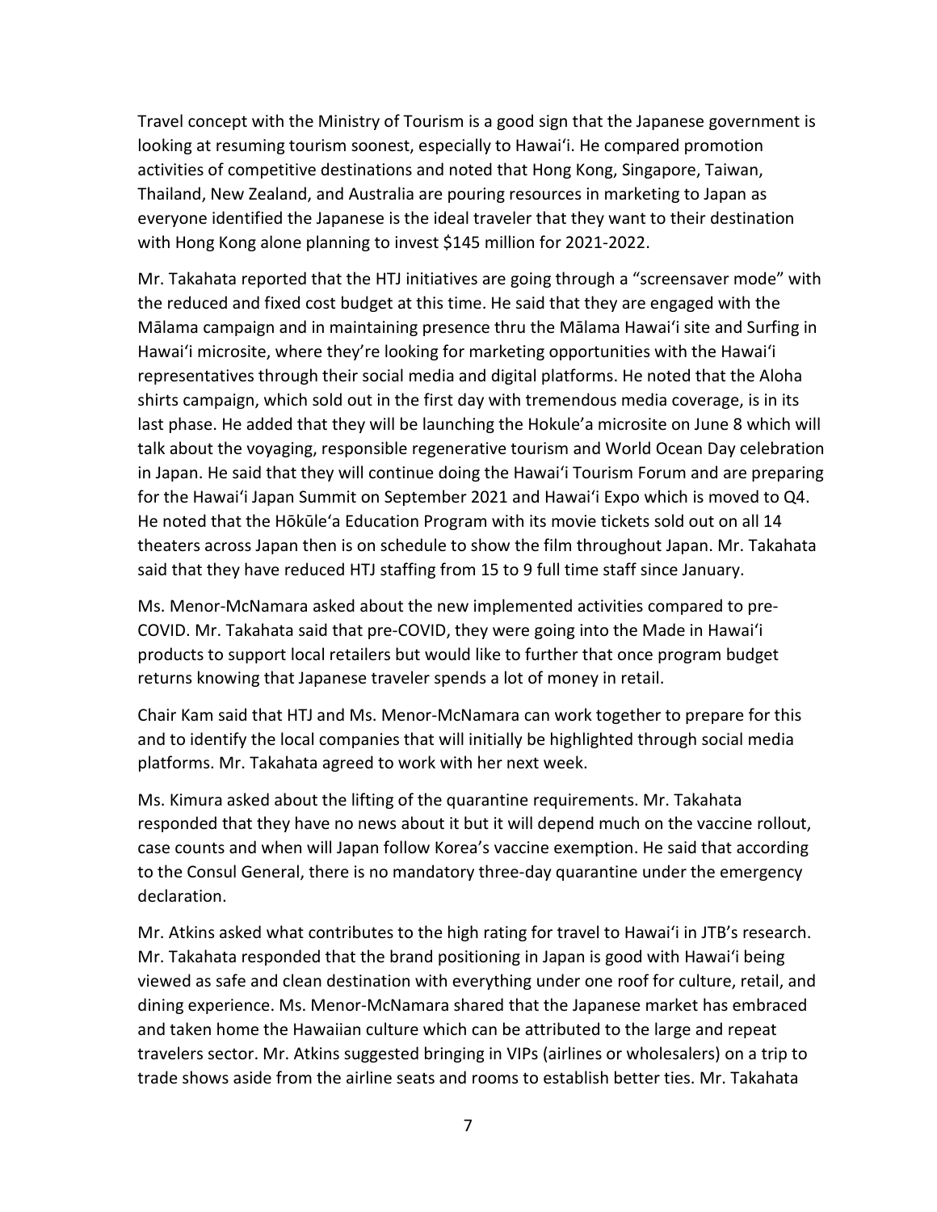Travel concept with the Ministry of Tourism is a good sign that the Japanese government is looking at resuming tourism soonest, especially to Hawaiʻi. He compared promotion activities of competitive destinations and noted that Hong Kong, Singapore, Taiwan, Thailand, New Zealand, and Australia are pouring resources in marketing to Japan as everyone identified the Japanese is the ideal traveler that they want to their destination with Hong Kong alone planning to invest $145 million for 2021-2022.

Mr. Takahata reported that the HTJ initiatives are going through a "screensaver mode" with the reduced and fixed cost budget at this time. He said that they are engaged with the Mālama campaign and in maintaining presence thru the Mālama Hawaiʻi site and Surfing in Hawaiʻi microsite, where they're looking for marketing opportunities with the Hawaiʻi representatives through their social media and digital platforms. He noted that the Aloha shirts campaign, which sold out in the first day with tremendous media coverage, is in its last phase. He added that they will be launching the Hokule'a microsite on June 8 which will talk about the voyaging, responsible regenerative tourism and World Ocean Day celebration in Japan. He said that they will continue doing the Hawaiʻi Tourism Forum and are preparing for the Hawaiʻi Japan Summit on September 2021 and Hawaiʻi Expo which is moved to Q4. He noted that the Hōkūleʻa Education Program with its movie tickets sold out on all 14 theaters across Japan then is on schedule to show the film throughout Japan. Mr. Takahata said that they have reduced HTJ staffing from 15 to 9 full time staff since January.

Ms. Menor-McNamara asked about the new implemented activities compared to pre-COVID. Mr. Takahata said that pre-COVID, they were going into the Made in Hawaiʻi products to support local retailers but would like to further that once program budget returns knowing that Japanese traveler spends a lot of money in retail.

Chair Kam said that HTJ and Ms. Menor-McNamara can work together to prepare for this and to identify the local companies that will initially be highlighted through social media platforms. Mr. Takahata agreed to work with her next week.

Ms. Kimura asked about the lifting of the quarantine requirements. Mr. Takahata responded that they have no news about it but it will depend much on the vaccine rollout, case counts and when will Japan follow Korea's vaccine exemption. He said that according to the Consul General, there is no mandatory three-day quarantine under the emergency declaration.

Mr. Atkins asked what contributes to the high rating for travel to Hawaiʻi in JTB's research. Mr. Takahata responded that the brand positioning in Japan is good with Hawaiʻi being viewed as safe and clean destination with everything under one roof for culture, retail, and dining experience. Ms. Menor-McNamara shared that the Japanese market has embraced and taken home the Hawaiian culture which can be attributed to the large and repeat travelers sector. Mr. Atkins suggested bringing in VIPs (airlines or wholesalers) on a trip to trade shows aside from the airline seats and rooms to establish better ties. Mr. Takahata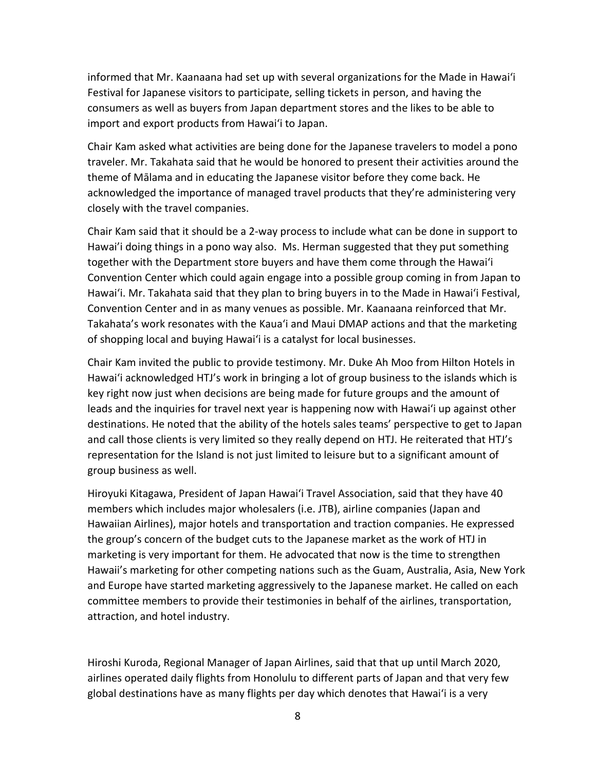informed that Mr. Kaanaana had set up with several organizations for the Made in Hawaiʻi Festival for Japanese visitors to participate, selling tickets in person, and having the consumers as well as buyers from Japan department stores and the likes to be able to import and export products from Hawaiʻi to Japan.

Chair Kam asked what activities are being done for the Japanese travelers to model a pono traveler. Mr. Takahata said that he would be honored to present their activities around the theme of Mālama and in educating the Japanese visitor before they come back. He acknowledged the importance of managed travel products that they're administering very closely with the travel companies.

Chair Kam said that it should be a 2-way process to include what can be done in support to Hawaiʻi doing things in a pono way also. Ms. Herman suggested that they put something together with the Department store buyers and have them come through the Hawaiʻi Convention Center which could again engage into a possible group coming in from Japan to Hawaiʻi. Mr. Takahata said that they plan to bring buyers in to the Made in Hawaiʻi Festival, Convention Center and in as many venues as possible. Mr. Kaanaana reinforced that Mr. Takahata's work resonates with the Kauaʻi and Maui DMAP actions and that the marketing of shopping local and buying Hawaiʻi is a catalyst for local businesses.

Chair Kam invited the public to provide testimony. Mr. Duke Ah Moo from Hilton Hotels in Hawaiʻi acknowledged HTJ's work in bringing a lot of group business to the islands which is key right now just when decisions are being made for future groups and the amount of leads and the inquiries for travel next year is happening now with Hawaiʻi up against other destinations. He noted that the ability of the hotels sales teams' perspective to get to Japan and call those clients is very limited so they really depend on HTJ. He reiterated that HTJ's representation for the Island is not just limited to leisure but to a significant amount of group business as well.

Hiroyuki Kitagawa, President of Japan Hawaiʻi Travel Association, said that they have 40 members which includes major wholesalers (i.e. JTB), airline companies (Japan and Hawaiian Airlines), major hotels and transportation and traction companies. He expressed the group's concern of the budget cuts to the Japanese market as the work of HTJ in marketing is very important for them. He advocated that now is the time to strengthen Hawaii's marketing for other competing nations such as the Guam, Australia, Asia, New York and Europe have started marketing aggressively to the Japanese market. He called on each committee members to provide their testimonies in behalf of the airlines, transportation, attraction, and hotel industry.

Hiroshi Kuroda, Regional Manager of Japan Airlines, said that that up until March 2020, airlines operated daily flights from Honolulu to different parts of Japan and that very few global destinations have as many flights per day which denotes that Hawaiʻi is a very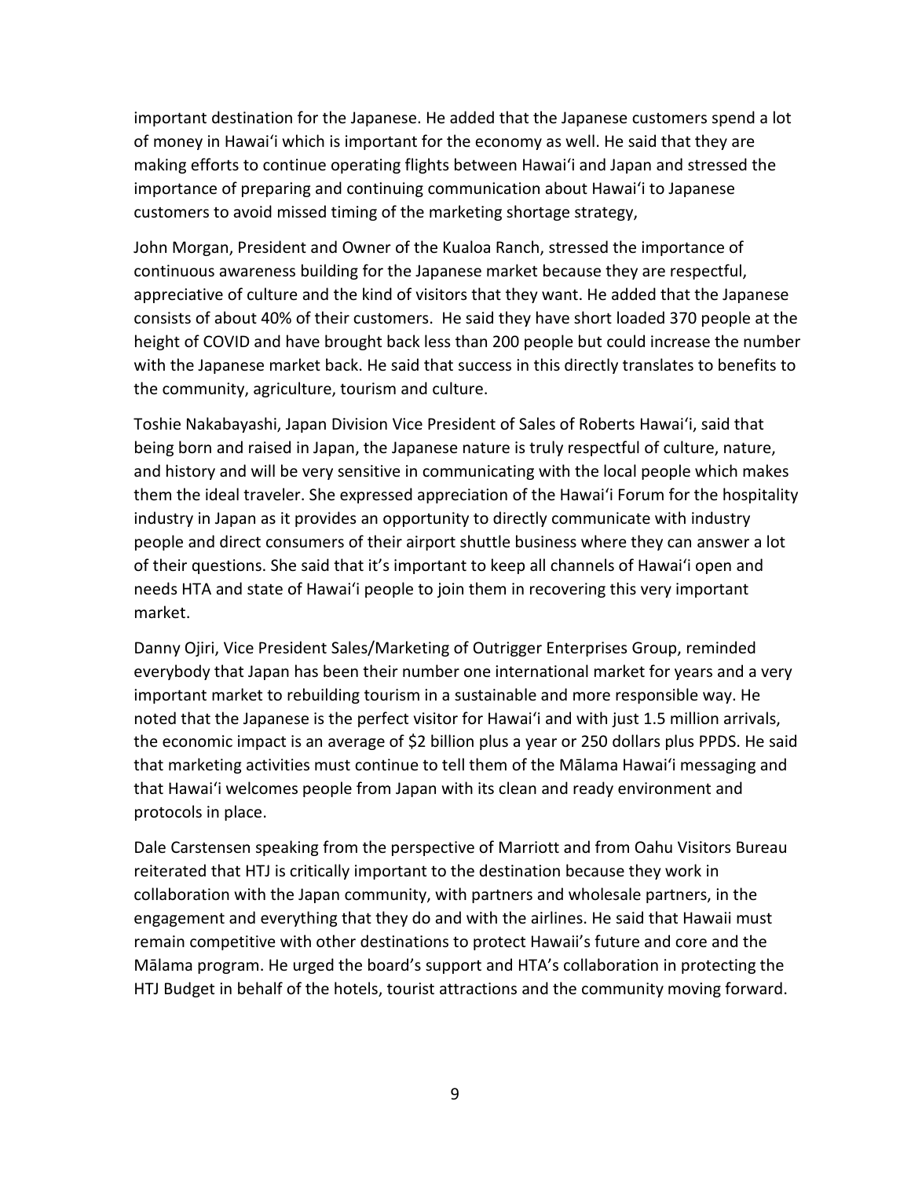important destination for the Japanese. He added that the Japanese customers spend a lot of money in Hawaiʻi which is important for the economy as well. He said that they are making efforts to continue operating flights between Hawaiʻi and Japan and stressed the importance of preparing and continuing communication about Hawaiʻi to Japanese customers to avoid missed timing of the marketing shortage strategy,

John Morgan, President and Owner of the Kualoa Ranch, stressed the importance of continuous awareness building for the Japanese market because they are respectful, appreciative of culture and the kind of visitors that they want. He added that the Japanese consists of about 40% of their customers. He said they have short loaded 370 people at the height of COVID and have brought back less than 200 people but could increase the number with the Japanese market back. He said that success in this directly translates to benefits to the community, agriculture, tourism and culture.

Toshie Nakabayashi, Japan Division Vice President of Sales of Roberts Hawaiʻi, said that being born and raised in Japan, the Japanese nature is truly respectful of culture, nature, and history and will be very sensitive in communicating with the local people which makes them the ideal traveler. She expressed appreciation of the Hawaiʻi Forum for the hospitality industry in Japan as it provides an opportunity to directly communicate with industry people and direct consumers of their airport shuttle business where they can answer a lot of their questions. She said that it's important to keep all channels of Hawaiʻi open and needs HTA and state of Hawaiʻi people to join them in recovering this very important market.

Danny Ojiri, Vice President Sales/Marketing of Outrigger Enterprises Group, reminded everybody that Japan has been their number one international market for years and a very important market to rebuilding tourism in a sustainable and more responsible way. He noted that the Japanese is the perfect visitor for Hawaiʻi and with just 1.5 million arrivals, the economic impact is an average of $2 billion plus a year or 250 dollars plus PPDS. He said that marketing activities must continue to tell them of the Mālama Hawaiʻi messaging and that Hawaiʻi welcomes people from Japan with its clean and ready environment and protocols in place.

Dale Carstensen speaking from the perspective of Marriott and from Oahu Visitors Bureau reiterated that HTJ is critically important to the destination because they work in collaboration with the Japan community, with partners and wholesale partners, in the engagement and everything that they do and with the airlines. He said that Hawaii must remain competitive with other destinations to protect Hawaii's future and core and the Mālama program. He urged the board's support and HTA's collaboration in protecting the HTJ Budget in behalf of the hotels, tourist attractions and the community moving forward.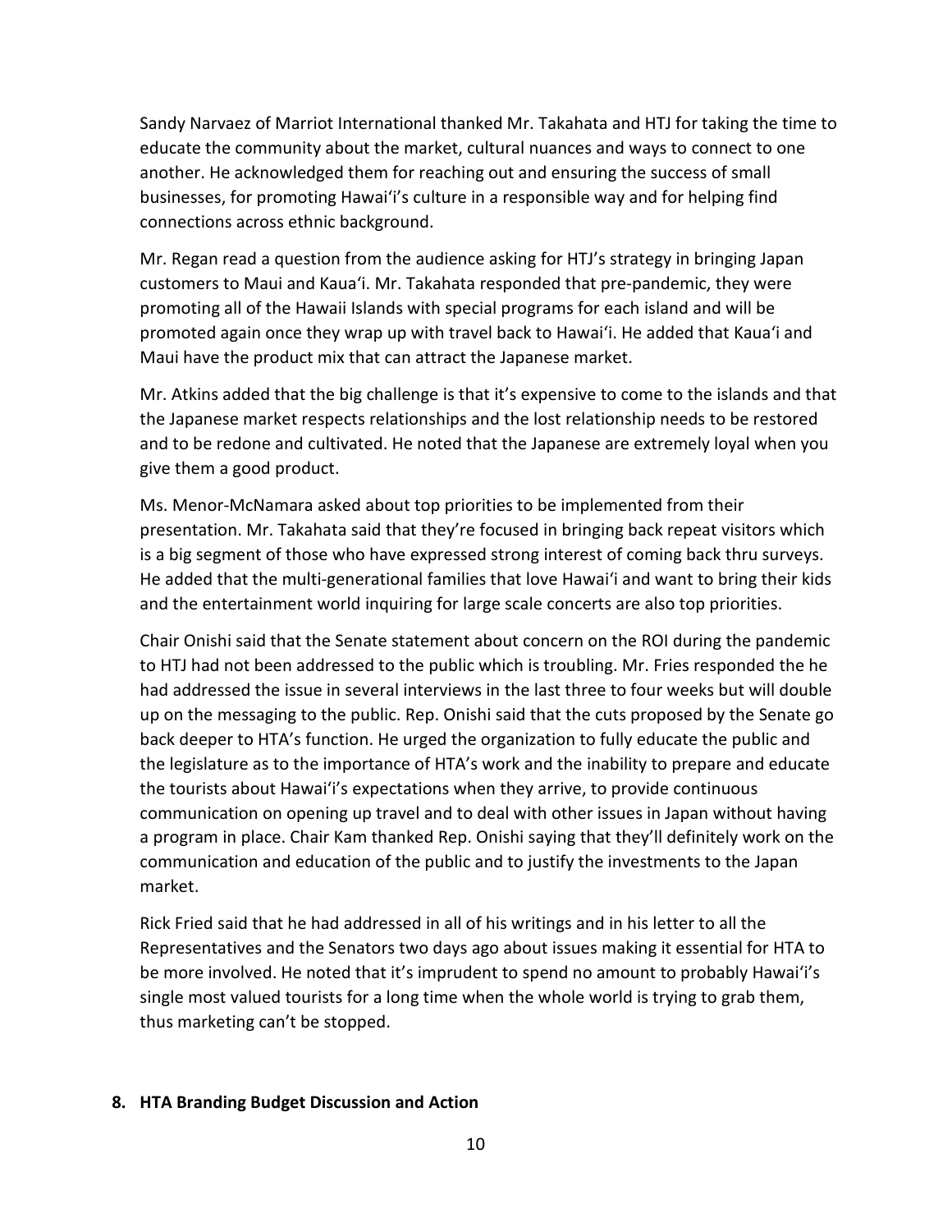Sandy Narvaez of Marriot International thanked Mr. Takahata and HTJ for taking the time to educate the community about the market, cultural nuances and ways to connect to one another. He acknowledged them for reaching out and ensuring the success of small businesses, for promoting Hawai'i's culture in a responsible way and for helping find connections across ethnic background.

Mr. Regan read a question from the audience asking for HTJ's strategy in bringing Japan customers to Maui and Kaua'i. Mr. Takahata responded that pre-pandemic, they were promoting all of the Hawaii Islands with special programs for each island and will be promoted again once they wrap up with travel back to Hawai'i. He added that Kaua'i and Maui have the product mix that can attract the Japanese market.

Mr. Atkins added that the big challenge is that it's expensive to come to the islands and that the Japanese market respects relationships and the lost relationship needs to be restored and to be redone and cultivated. He noted that the Japanese are extremely loyal when you give them a good product.

Ms. Menor-McNamara asked about top priorities to be implemented from their presentation. Mr. Takahata said that they're focused in bringing back repeat visitors which is a big segment of those who have expressed strong interest of coming back thru surveys. He added that the multi-generational families that love Hawai'i and want to bring their kids and the entertainment world inquiring for large scale concerts are also top priorities.

Chair Onishi said that the Senate statement about concern on the ROI during the pandemic to HTJ had not been addressed to the public which is troubling. Mr. Fries responded the he had addressed the issue in several interviews in the last three to four weeks but will double up on the messaging to the public. Rep. Onishi said that the cuts proposed by the Senate go back deeper to HTA's function. He urged the organization to fully educate the public and the legislature as to the importance of HTA's work and the inability to prepare and educate the tourists about Hawai'i's expectations when they arrive, to provide continuous communication on opening up travel and to deal with other issues in Japan without having a program in place. Chair Kam thanked Rep. Onishi saying that they'll definitely work on the communication and education of the public and to justify the investments to the Japan market.

Rick Fried said that he had addressed in all of his writings and in his letter to all the Representatives and the Senators two days ago about issues making it essential for HTA to be more involved. He noted that it's imprudent to spend no amount to probably Hawai'i's single most valued tourists for a long time when the whole world is trying to grab them, thus marketing can't be stopped.

**8. HTA Branding Budget Discussion and Action**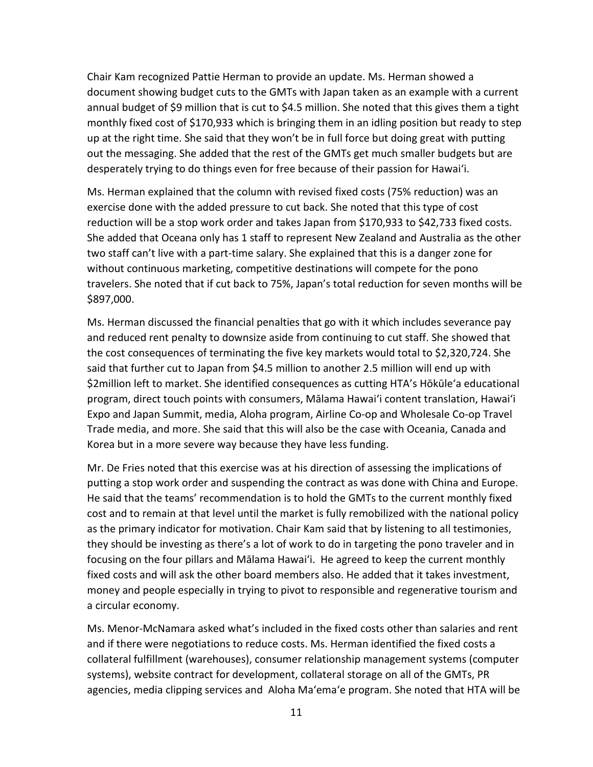Chair Kam recognized Pattie Herman to provide an update. Ms. Herman showed a document showing budget cuts to the GMTs with Japan taken as an example with a current annual budget of $9 million that is cut to $4.5 million. She noted that this gives them a tight monthly fixed cost of $170,933 which is bringing them in an idling position but ready to step up at the right time. She said that they won't be in full force but doing great with putting out the messaging. She added that the rest of the GMTs get much smaller budgets but are desperately trying to do things even for free because of their passion for Hawaiʻi.

Ms. Herman explained that the column with revised fixed costs (75% reduction) was an exercise done with the added pressure to cut back. She noted that this type of cost reduction will be a stop work order and takes Japan from $170,933 to $42,733 fixed costs. She added that Oceana only has 1 staff to represent New Zealand and Australia as the other two staff can't live with a part-time salary. She explained that this is a danger zone for without continuous marketing, competitive destinations will compete for the pono travelers. She noted that if cut back to 75%, Japan's total reduction for seven months will be $897,000.

Ms. Herman discussed the financial penalties that go with it which includes severance pay and reduced rent penalty to downsize aside from continuing to cut staff. She showed that the cost consequences of terminating the five key markets would total to $2,320,724. She said that further cut to Japan from $4.5 million to another 2.5 million will end up with $2million left to market. She identified consequences as cutting HTA's Hōkūleʻa educational program, direct touch points with consumers, Mālama Hawaiʻi content translation, Hawaiʻi Expo and Japan Summit, media, Aloha program, Airline Co-op and Wholesale Co-op Travel Trade media, and more. She said that this will also be the case with Oceania, Canada and Korea but in a more severe way because they have less funding.

Mr. De Fries noted that this exercise was at his direction of assessing the implications of putting a stop work order and suspending the contract as was done with China and Europe. He said that the teams' recommendation is to hold the GMTs to the current monthly fixed cost and to remain at that level until the market is fully remobilized with the national policy as the primary indicator for motivation. Chair Kam said that by listening to all testimonies, they should be investing as there's a lot of work to do in targeting the pono traveler and in focusing on the four pillars and Mālama Hawaiʻi. He agreed to keep the current monthly fixed costs and will ask the other board members also. He added that it takes investment, money and people especially in trying to pivot to responsible and regenerative tourism and a circular economy.

Ms. Menor-McNamara asked what's included in the fixed costs other than salaries and rent and if there were negotiations to reduce costs. Ms. Herman identified the fixed costs a collateral fulfillment (warehouses), consumer relationship management systems (computer systems), website contract for development, collateral storage on all of the GMTs, PR agencies, media clipping services and Aloha Maʻemaʻe program. She noted that HTA will be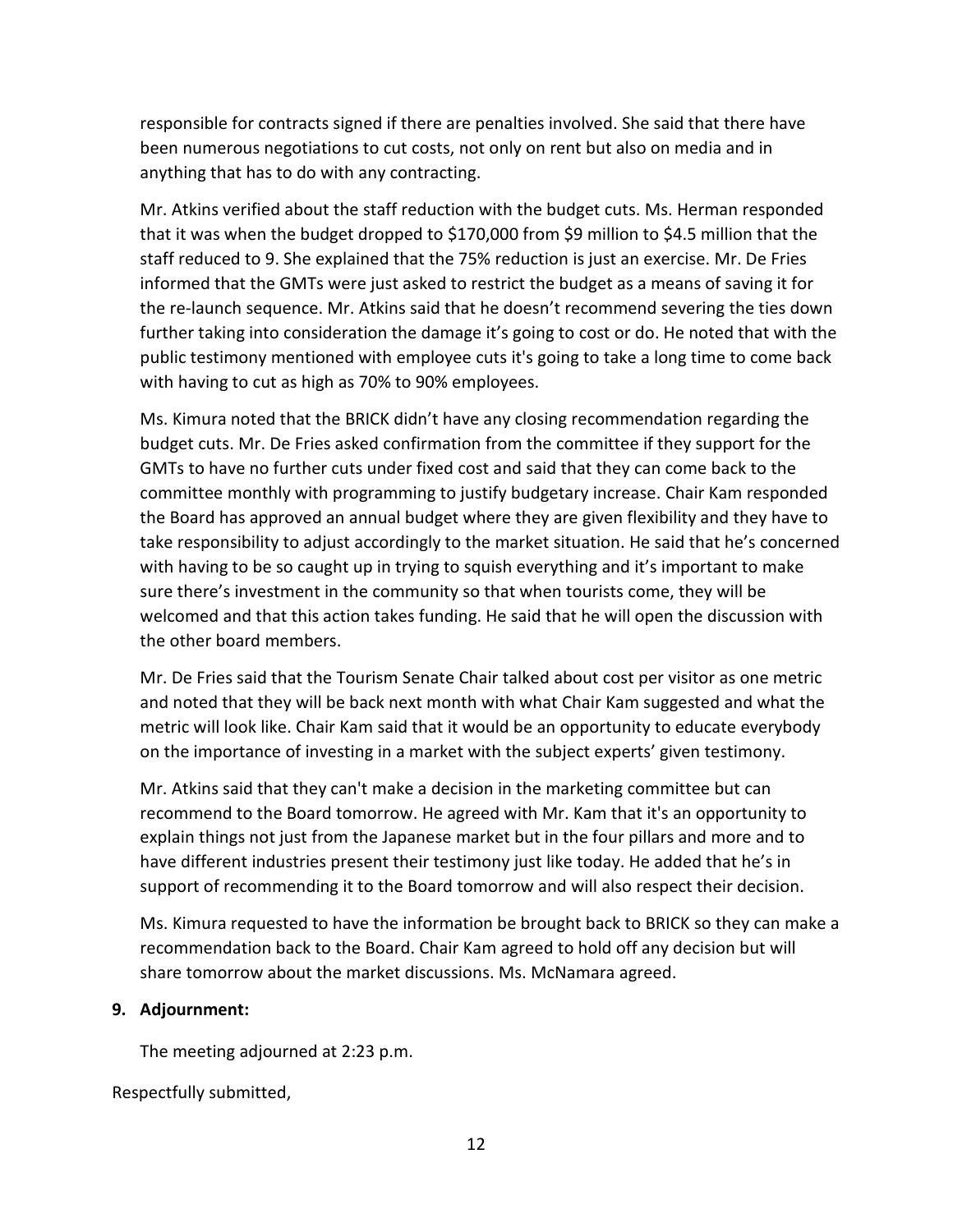responsible for contracts signed if there are penalties involved. She said that there have been numerous negotiations to cut costs, not only on rent but also on media and in anything that has to do with any contracting.

Mr. Atkins verified about the staff reduction with the budget cuts. Ms. Herman responded that it was when the budget dropped to $170,000 from $9 million to $4.5 million that the staff reduced to 9. She explained that the 75% reduction is just an exercise. Mr. De Fries informed that the GMTs were just asked to restrict the budget as a means of saving it for the re-launch sequence. Mr. Atkins said that he doesn't recommend severing the ties down further taking into consideration the damage it's going to cost or do. He noted that with the public testimony mentioned with employee cuts it's going to take a long time to come back with having to cut as high as 70% to 90% employees.

Ms. Kimura noted that the BRICK didn't have any closing recommendation regarding the budget cuts. Mr. De Fries asked confirmation from the committee if they support for the GMTs to have no further cuts under fixed cost and said that they can come back to the committee monthly with programming to justify budgetary increase. Chair Kam responded the Board has approved an annual budget where they are given flexibility and they have to take responsibility to adjust accordingly to the market situation. He said that he's concerned with having to be so caught up in trying to squish everything and it's important to make sure there's investment in the community so that when tourists come, they will be welcomed and that this action takes funding. He said that he will open the discussion with the other board members.

Mr. De Fries said that the Tourism Senate Chair talked about cost per visitor as one metric and noted that they will be back next month with what Chair Kam suggested and what the metric will look like. Chair Kam said that it would be an opportunity to educate everybody on the importance of investing in a market with the subject experts' given testimony.

Mr. Atkins said that they can't make a decision in the marketing committee but can recommend to the Board tomorrow. He agreed with Mr. Kam that it's an opportunity to explain things not just from the Japanese market but in the four pillars and more and to have different industries present their testimony just like today. He added that he's in support of recommending it to the Board tomorrow and will also respect their decision.

Ms. Kimura requested to have the information be brought back to BRICK so they can make a recommendation back to the Board. Chair Kam agreed to hold off any decision but will share tomorrow about the market discussions. Ms. McNamara agreed.

**9. Adjournment:**

The meeting adjourned at 2:23 p.m.

Respectfully submitted,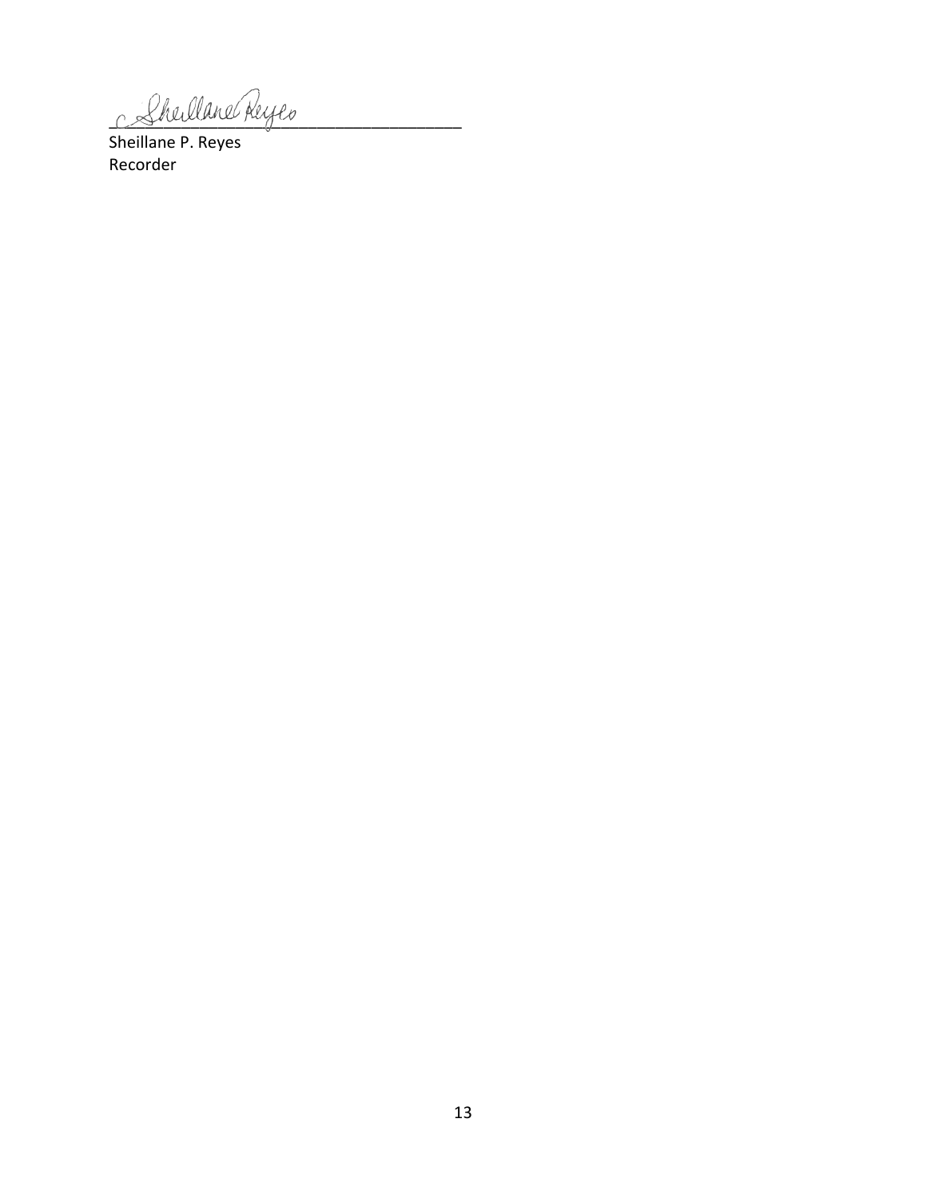Sheillane Reyes
_______________________________________

Sheillane P. Reyes
Recorder